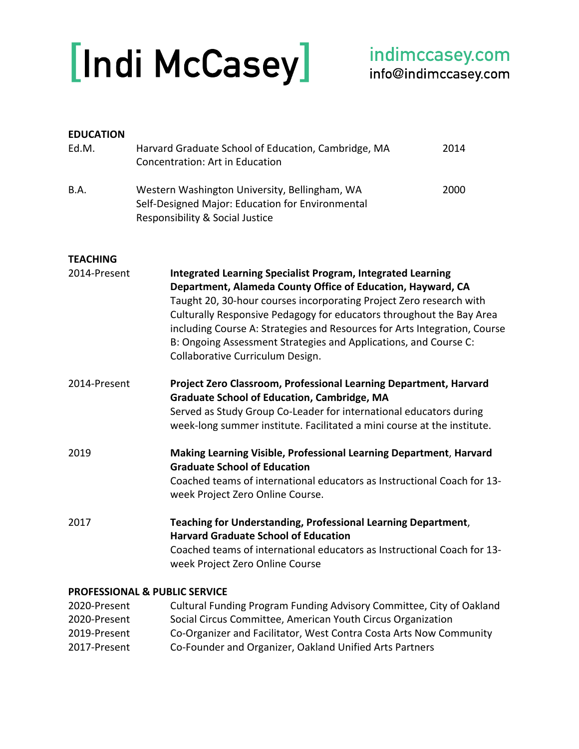# [Indi McCasey]

**indimccasey.com**
info@indimccasey.com

## EDUCATION

Ed.M. — Harvard Graduate School of Education, Cambridge, MA — 2014
Concentration: Art in Education

B.A. — Western Washington University, Bellingham, WA — 2000
Self-Designed Major: Education for Environmental Responsibility & Social Justice

## TEACHING

2014-Present
**Integrated Learning Specialist Program, Integrated Learning Department, Alameda County Office of Education, Hayward, CA**
Taught 20, 30-hour courses incorporating Project Zero research with Culturally Responsive Pedagogy for educators throughout the Bay Area including Course A: Strategies and Resources for Arts Integration, Course B: Ongoing Assessment Strategies and Applications, and Course C: Collaborative Curriculum Design.

2014-Present
**Project Zero Classroom, Professional Learning Department, Harvard Graduate School of Education, Cambridge, MA**
Served as Study Group Co-Leader for international educators during week-long summer institute. Facilitated a mini course at the institute.

2019
**Making Learning Visible, Professional Learning Department**, **Harvard Graduate School of Education**
Coached teams of international educators as Instructional Coach for 13-week Project Zero Online Course.

2017
**Teaching for Understanding, Professional Learning Department**, **Harvard Graduate School of Education**
Coached teams of international educators as Instructional Coach for 13-week Project Zero Online Course

## PROFESSIONAL & PUBLIC SERVICE

2020-Present — Cultural Funding Program Funding Advisory Committee, City of Oakland
2020-Present — Social Circus Committee, American Youth Circus Organization
2019-Present — Co-Organizer and Facilitator, West Contra Costa Arts Now Community
2017-Present — Co-Founder and Organizer, Oakland Unified Arts Partners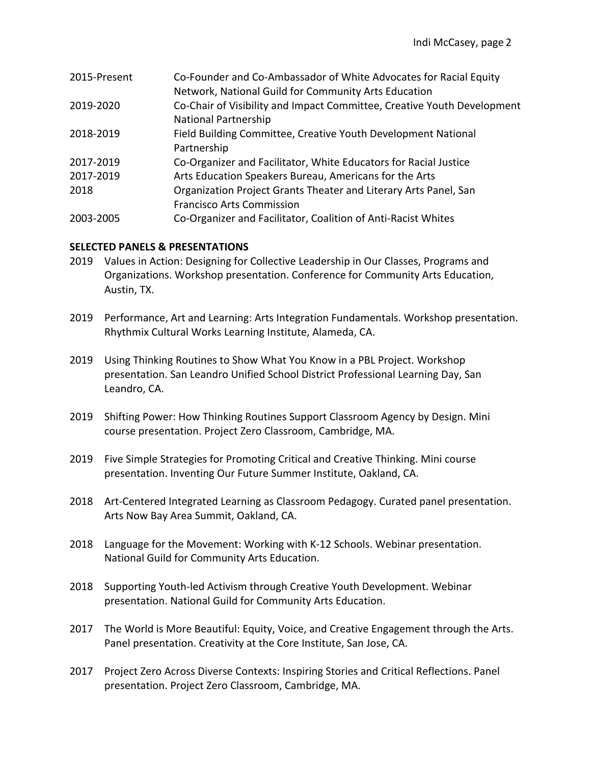| | |
|---|---|
| 2015-Present | Co-Founder and Co-Ambassador of White Advocates for Racial Equity Network, National Guild for Community Arts Education |
| 2019-2020 | Co-Chair of Visibility and Impact Committee, Creative Youth Development National Partnership |
| 2018-2019 | Field Building Committee, Creative Youth Development National Partnership |
| 2017-2019 | Co-Organizer and Facilitator, White Educators for Racial Justice |
| 2017-2019 | Arts Education Speakers Bureau, Americans for the Arts |
| 2018 | Organization Project Grants Theater and Literary Arts Panel, San Francisco Arts Commission |
| 2003-2005 | Co-Organizer and Facilitator, Coalition of Anti-Racist Whites |

**SELECTED PANELS & PRESENTATIONS**

2019 Values in Action: Designing for Collective Leadership in Our Classes, Programs and Organizations. Workshop presentation. Conference for Community Arts Education, Austin, TX.

2019 Performance, Art and Learning: Arts Integration Fundamentals. Workshop presentation. Rhythmix Cultural Works Learning Institute, Alameda, CA.

2019 Using Thinking Routines to Show What You Know in a PBL Project. Workshop presentation. San Leandro Unified School District Professional Learning Day, San Leandro, CA.

2019 Shifting Power: How Thinking Routines Support Classroom Agency by Design. Mini course presentation. Project Zero Classroom, Cambridge, MA.

2019 Five Simple Strategies for Promoting Critical and Creative Thinking. Mini course presentation. Inventing Our Future Summer Institute, Oakland, CA.

2018 Art-Centered Integrated Learning as Classroom Pedagogy. Curated panel presentation. Arts Now Bay Area Summit, Oakland, CA.

2018 Language for the Movement: Working with K-12 Schools. Webinar presentation. National Guild for Community Arts Education.

2018 Supporting Youth-led Activism through Creative Youth Development. Webinar presentation. National Guild for Community Arts Education.

2017 The World is More Beautiful: Equity, Voice, and Creative Engagement through the Arts. Panel presentation. Creativity at the Core Institute, San Jose, CA.

2017 Project Zero Across Diverse Contexts: Inspiring Stories and Critical Reflections. Panel presentation. Project Zero Classroom, Cambridge, MA.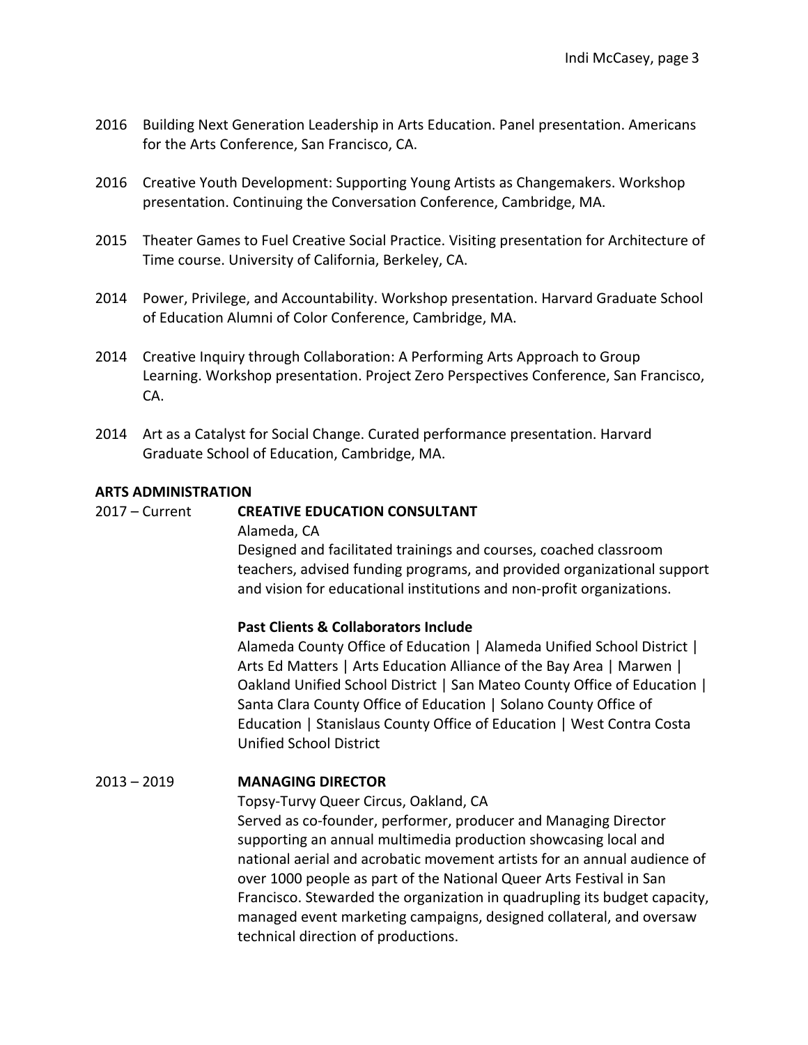2016 Building Next Generation Leadership in Arts Education. Panel presentation. Americans for the Arts Conference, San Francisco, CA.

2016 Creative Youth Development: Supporting Young Artists as Changemakers. Workshop presentation. Continuing the Conversation Conference, Cambridge, MA.

2015 Theater Games to Fuel Creative Social Practice. Visiting presentation for Architecture of Time course. University of California, Berkeley, CA.

2014 Power, Privilege, and Accountability. Workshop presentation. Harvard Graduate School of Education Alumni of Color Conference, Cambridge, MA.

2014 Creative Inquiry through Collaboration: A Performing Arts Approach to Group Learning. Workshop presentation. Project Zero Perspectives Conference, San Francisco, CA.

2014 Art as a Catalyst for Social Change. Curated performance presentation. Harvard Graduate School of Education, Cambridge, MA.

**ARTS ADMINISTRATION**

2017 – Current **CREATIVE EDUCATION CONSULTANT**

Alameda, CA

Designed and facilitated trainings and courses, coached classroom teachers, advised funding programs, and provided organizational support and vision for educational institutions and non-profit organizations.

**Past Clients & Collaborators Include**

Alameda County Office of Education | Alameda Unified School District | Arts Ed Matters | Arts Education Alliance of the Bay Area | Marwen | Oakland Unified School District | San Mateo County Office of Education | Santa Clara County Office of Education | Solano County Office of Education | Stanislaus County Office of Education | West Contra Costa Unified School District

2013 – 2019 **MANAGING DIRECTOR**

Topsy-Turvy Queer Circus, Oakland, CA

Served as co-founder, performer, producer and Managing Director supporting an annual multimedia production showcasing local and national aerial and acrobatic movement artists for an annual audience of over 1000 people as part of the National Queer Arts Festival in San Francisco. Stewarded the organization in quadrupling its budget capacity, managed event marketing campaigns, designed collateral, and oversaw technical direction of productions.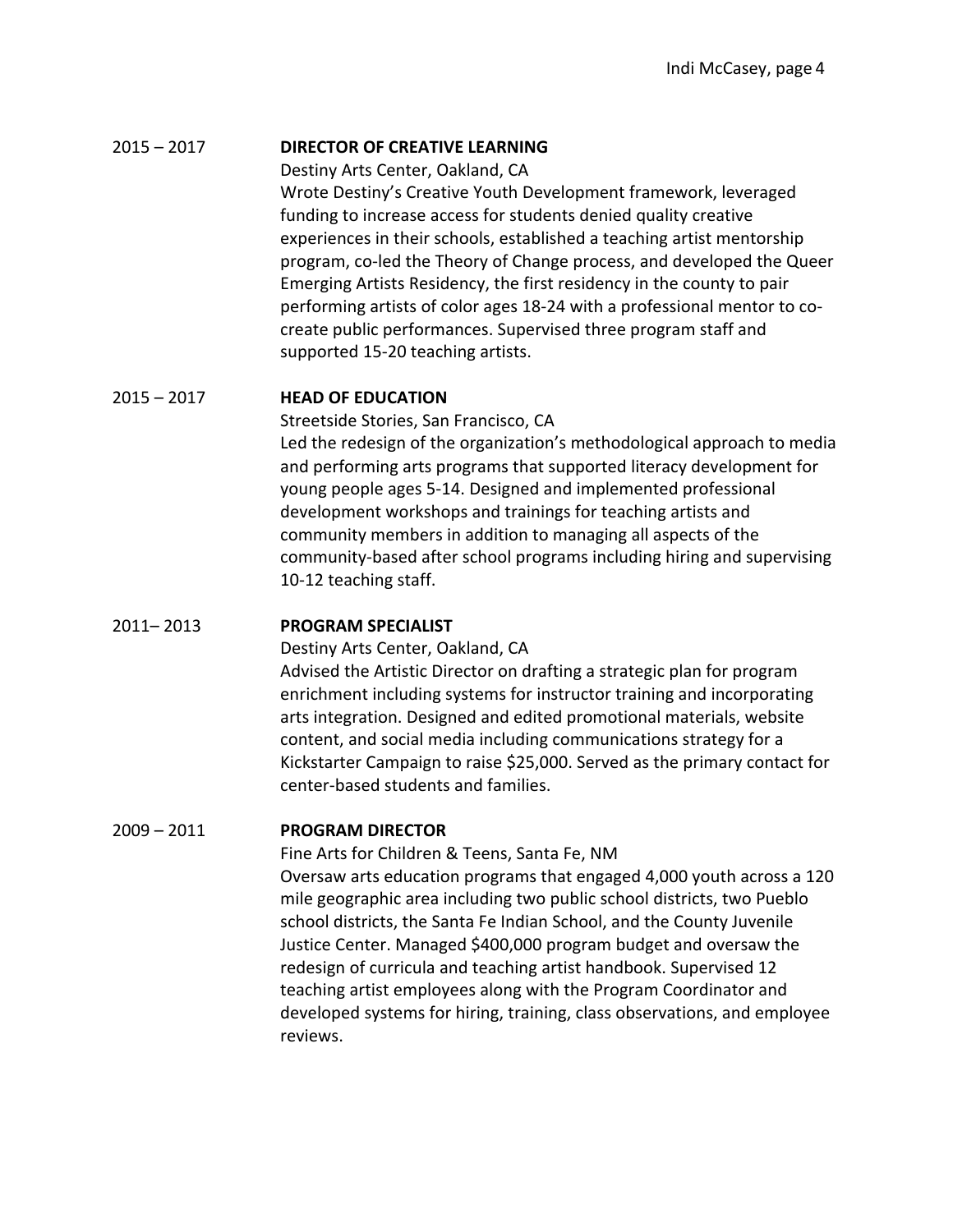2015 – 2017 **DIRECTOR OF CREATIVE LEARNING**
Destiny Arts Center, Oakland, CA
Wrote Destiny's Creative Youth Development framework, leveraged funding to increase access for students denied quality creative experiences in their schools, established a teaching artist mentorship program, co-led the Theory of Change process, and developed the Queer Emerging Artists Residency, the first residency in the county to pair performing artists of color ages 18-24 with a professional mentor to co-create public performances. Supervised three program staff and supported 15-20 teaching artists.

2015 – 2017 **HEAD OF EDUCATION**
Streetside Stories, San Francisco, CA
Led the redesign of the organization's methodological approach to media and performing arts programs that supported literacy development for young people ages 5-14. Designed and implemented professional development workshops and trainings for teaching artists and community members in addition to managing all aspects of the community-based after school programs including hiring and supervising 10-12 teaching staff.

2011– 2013 **PROGRAM SPECIALIST**
Destiny Arts Center, Oakland, CA
Advised the Artistic Director on drafting a strategic plan for program enrichment including systems for instructor training and incorporating arts integration. Designed and edited promotional materials, website content, and social media including communications strategy for a Kickstarter Campaign to raise $25,000. Served as the primary contact for center-based students and families.

2009 – 2011 **PROGRAM DIRECTOR**
Fine Arts for Children & Teens, Santa Fe, NM
Oversaw arts education programs that engaged 4,000 youth across a 120 mile geographic area including two public school districts, two Pueblo school districts, the Santa Fe Indian School, and the County Juvenile Justice Center. Managed $400,000 program budget and oversaw the redesign of curricula and teaching artist handbook. Supervised 12 teaching artist employees along with the Program Coordinator and developed systems for hiring, training, class observations, and employee reviews.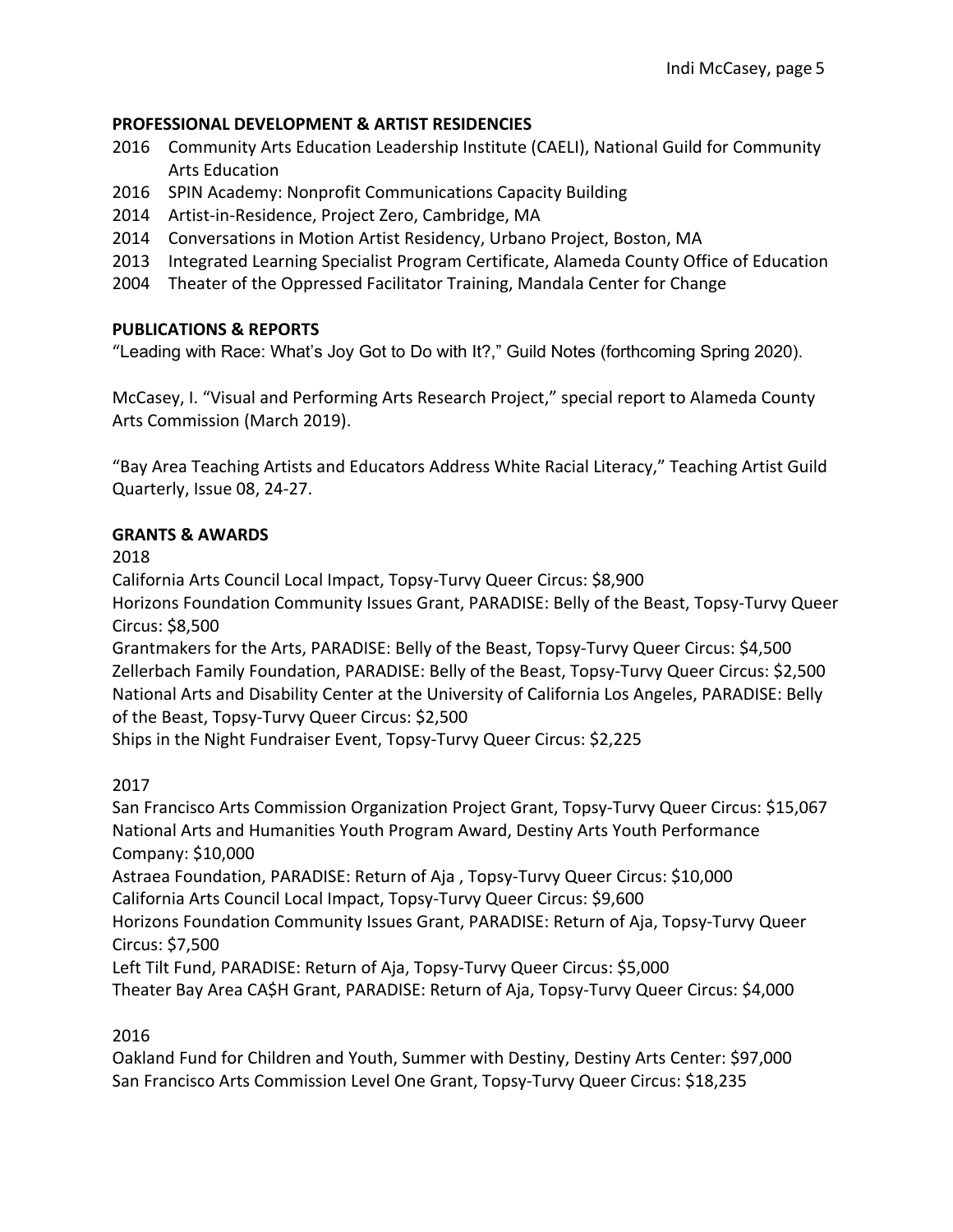## PROFESSIONAL DEVELOPMENT & ARTIST RESIDENCIES

2016 Community Arts Education Leadership Institute (CAELI), National Guild for Community Arts Education
2016 SPIN Academy: Nonprofit Communications Capacity Building
2014 Artist-in-Residence, Project Zero, Cambridge, MA
2014 Conversations in Motion Artist Residency, Urbano Project, Boston, MA
2013 Integrated Learning Specialist Program Certificate, Alameda County Office of Education
2004 Theater of the Oppressed Facilitator Training, Mandala Center for Change

## PUBLICATIONS & REPORTS

"Leading with Race: What's Joy Got to Do with It?," Guild Notes (forthcoming Spring 2020).

McCasey, I. "Visual and Performing Arts Research Project," special report to Alameda County Arts Commission (March 2019).

"Bay Area Teaching Artists and Educators Address White Racial Literacy," Teaching Artist Guild Quarterly, Issue 08, 24-27.

## GRANTS & AWARDS

2018

California Arts Council Local Impact, Topsy-Turvy Queer Circus: $8,900
Horizons Foundation Community Issues Grant, PARADISE: Belly of the Beast, Topsy-Turvy Queer Circus: $8,500
Grantmakers for the Arts, PARADISE: Belly of the Beast, Topsy-Turvy Queer Circus: $4,500
Zellerbach Family Foundation, PARADISE: Belly of the Beast, Topsy-Turvy Queer Circus: $2,500
National Arts and Disability Center at the University of California Los Angeles, PARADISE: Belly of the Beast, Topsy-Turvy Queer Circus: $2,500
Ships in the Night Fundraiser Event, Topsy-Turvy Queer Circus: $2,225

2017

San Francisco Arts Commission Organization Project Grant, Topsy-Turvy Queer Circus: $15,067
National Arts and Humanities Youth Program Award, Destiny Arts Youth Performance Company: $10,000
Astraea Foundation, PARADISE: Return of Aja , Topsy-Turvy Queer Circus: $10,000
California Arts Council Local Impact, Topsy-Turvy Queer Circus: $9,600
Horizons Foundation Community Issues Grant, PARADISE: Return of Aja, Topsy-Turvy Queer Circus: $7,500
Left Tilt Fund, PARADISE: Return of Aja, Topsy-Turvy Queer Circus: $5,000
Theater Bay Area CA$H Grant, PARADISE: Return of Aja, Topsy-Turvy Queer Circus: $4,000

2016

Oakland Fund for Children and Youth, Summer with Destiny, Destiny Arts Center: $97,000
San Francisco Arts Commission Level One Grant, Topsy-Turvy Queer Circus: $18,235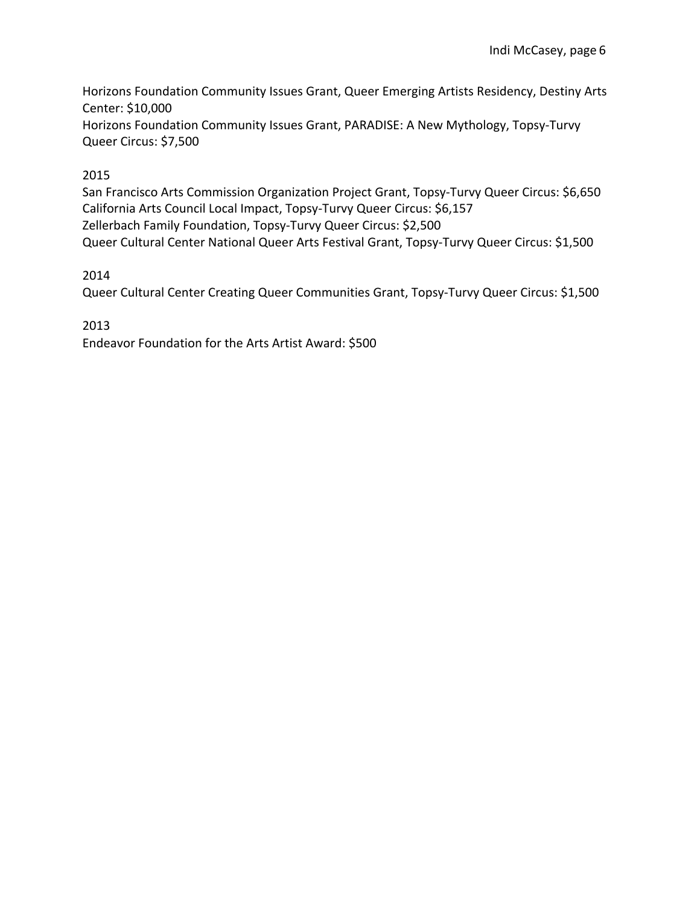Horizons Foundation Community Issues Grant, Queer Emerging Artists Residency, Destiny Arts Center: $10,000
Horizons Foundation Community Issues Grant, PARADISE: A New Mythology, Topsy-Turvy Queer Circus: $7,500

2015
San Francisco Arts Commission Organization Project Grant, Topsy-Turvy Queer Circus: $6,650
California Arts Council Local Impact, Topsy-Turvy Queer Circus: $6,157
Zellerbach Family Foundation, Topsy-Turvy Queer Circus: $2,500
Queer Cultural Center National Queer Arts Festival Grant, Topsy-Turvy Queer Circus: $1,500

2014
Queer Cultural Center Creating Queer Communities Grant, Topsy-Turvy Queer Circus: $1,500

2013
Endeavor Foundation for the Arts Artist Award: $500